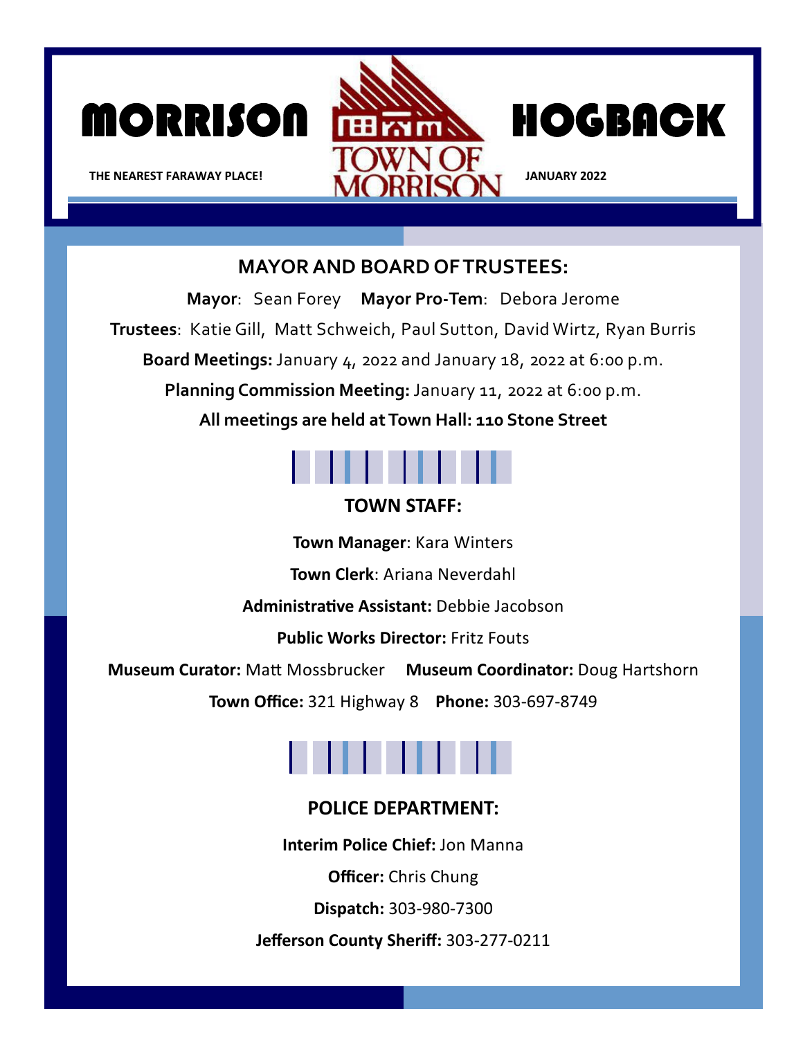# MORRISON HOGBACK

**THE NEAREST FARAWAY PLACE!**

TOWN OF MORRISON

**JANUARY 2022**

## MAYOR AND BOARD OF TRUSTEES:

**Mayor**: Sean Forey **Mayor Pro-Tem**: Debora Jerome

**Trustees**: Katie Gill, Matt Schweich, Paul Sutton, David Wirtz, Ryan Burris

**Board Meetings:** January 4, 2022 and January 18, 2022 at 6:00 p.m.

**Planning Commission Meeting:** January 11, 2022 at 6:00 p.m.

**All meetings are held at Town Hall: 110 Stone Street**

## TOWN STAFF:

**Town Manager**: Kara Winters

**Town Clerk**: Ariana Neverdahl

**Administrative Assistant:** Debbie Jacobson

**Public Works Director:** Fritz Fouts

**Museum Curator:** Matt Mossbrucker **Museum Coordinator:** Doug Hartshorn

**Town Office:** 321 Highway 8 **Phone:** 303-697-8749

## POLICE DEPARTMENT:

**Interim Police Chief:** Jon Manna

**Officer:** Chris Chung

**Dispatch:** 303-980-7300

**Jefferson County Sheriff:** 303-277-0211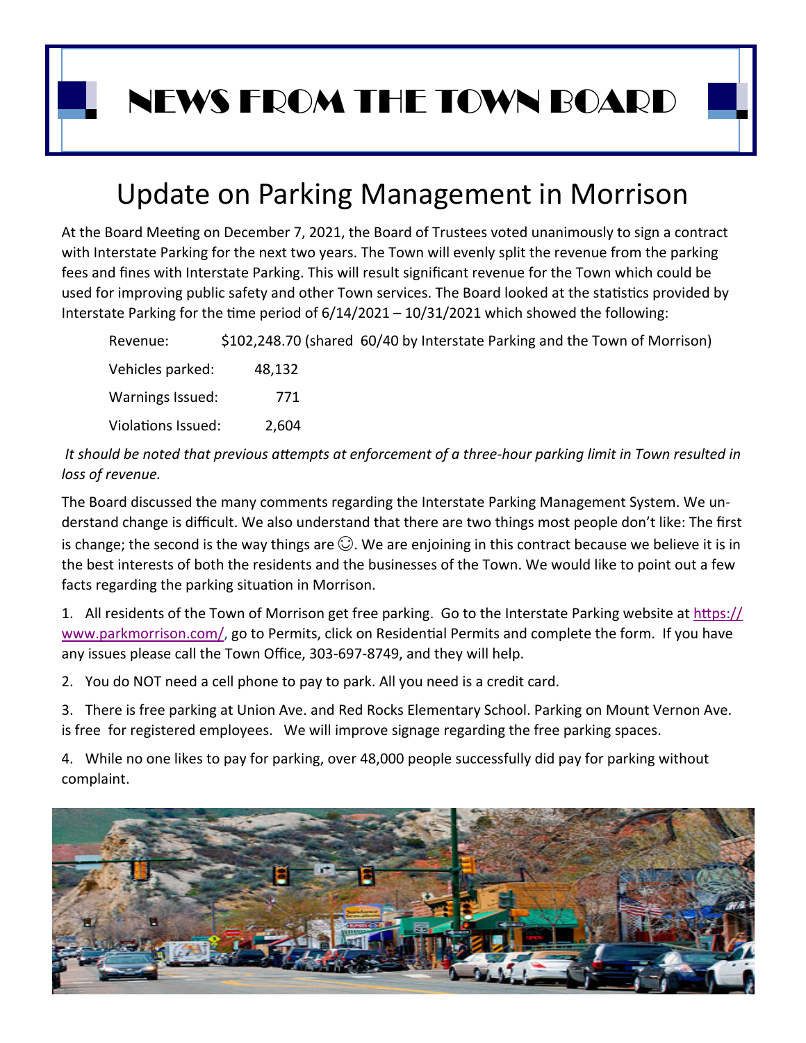# NEWS FROM THE TOWN BOARD

## Update on Parking Management in Morrison

At the Board Meeting on December 7, 2021, the Board of Trustees voted unanimously to sign a contract with Interstate Parking for the next two years. The Town will evenly split the revenue from the parking fees and fines with Interstate Parking. This will result significant revenue for the Town which could be used for improving public safety and other Town services. The Board looked at the statistics provided by Interstate Parking for the time period of 6/14/2021 – 10/31/2021 which showed the following:

| | |
|---|---|
| Revenue: | $102,248.70 (shared 60/40 by Interstate Parking and the Town of Morrison) |
| Vehicles parked: | 48,132 |
| Warnings Issued: | 771 |
| Violations Issued: | 2,604 |

*It should be noted that previous attempts at enforcement of a three-hour parking limit in Town resulted in loss of revenue.*

The Board discussed the many comments regarding the Interstate Parking Management System. We understand change is difficult. We also understand that there are two things most people don't like: The first is change; the second is the way things are ☺. We are enjoining in this contract because we believe it is in the best interests of both the residents and the businesses of the Town. We would like to point out a few facts regarding the parking situation in Morrison.

1. All residents of the Town of Morrison get free parking. Go to the Interstate Parking website at https://www.parkmorrison.com/, go to Permits, click on Residential Permits and complete the form. If you have any issues please call the Town Office, 303-697-8749, and they will help.

2. You do NOT need a cell phone to pay to park. All you need is a credit card.

3. There is free parking at Union Ave. and Red Rocks Elementary School. Parking on Mount Vernon Ave. is free for registered employees. We will improve signage regarding the free parking spaces.

4. While no one likes to pay for parking, over 48,000 people successfully did pay for parking without complaint.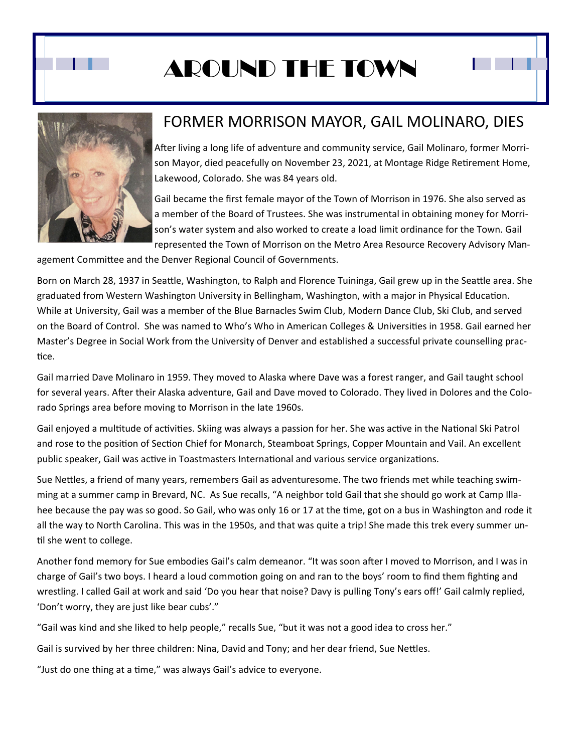# AROUND THE TOWN

## FORMER MORRISON MAYOR, GAIL MOLINARO, DIES

After living a long life of adventure and community service, Gail Molinaro, former Morrison Mayor, died peacefully on November 23, 2021, at Montage Ridge Retirement Home, Lakewood, Colorado. She was 84 years old.

Gail became the first female mayor of the Town of Morrison in 1976. She also served as a member of the Board of Trustees. She was instrumental in obtaining money for Morrison's water system and also worked to create a load limit ordinance for the Town. Gail represented the Town of Morrison on the Metro Area Resource Recovery Advisory Management Committee and the Denver Regional Council of Governments.

Born on March 28, 1937 in Seattle, Washington, to Ralph and Florence Tuininga, Gail grew up in the Seattle area. She graduated from Western Washington University in Bellingham, Washington, with a major in Physical Education. While at University, Gail was a member of the Blue Barnacles Swim Club, Modern Dance Club, Ski Club, and served on the Board of Control. She was named to Who's Who in American Colleges & Universities in 1958. Gail earned her Master's Degree in Social Work from the University of Denver and established a successful private counselling practice.

Gail married Dave Molinaro in 1959. They moved to Alaska where Dave was a forest ranger, and Gail taught school for several years. After their Alaska adventure, Gail and Dave moved to Colorado. They lived in Dolores and the Colorado Springs area before moving to Morrison in the late 1960s.

Gail enjoyed a multitude of activities. Skiing was always a passion for her. She was active in the National Ski Patrol and rose to the position of Section Chief for Monarch, Steamboat Springs, Copper Mountain and Vail. An excellent public speaker, Gail was active in Toastmasters International and various service organizations.

Sue Nettles, a friend of many years, remembers Gail as adventuresome. The two friends met while teaching swimming at a summer camp in Brevard, NC. As Sue recalls, "A neighbor told Gail that she should go work at Camp Illahee because the pay was so good. So Gail, who was only 16 or 17 at the time, got on a bus in Washington and rode it all the way to North Carolina. This was in the 1950s, and that was quite a trip! She made this trek every summer until she went to college.

Another fond memory for Sue embodies Gail's calm demeanor. "It was soon after I moved to Morrison, and I was in charge of Gail's two boys. I heard a loud commotion going on and ran to the boys' room to find them fighting and wrestling. I called Gail at work and said 'Do you hear that noise? Davy is pulling Tony's ears off!' Gail calmly replied, 'Don't worry, they are just like bear cubs'."

"Gail was kind and she liked to help people," recalls Sue, "but it was not a good idea to cross her."

Gail is survived by her three children: Nina, David and Tony; and her dear friend, Sue Nettles.

"Just do one thing at a time," was always Gail's advice to everyone.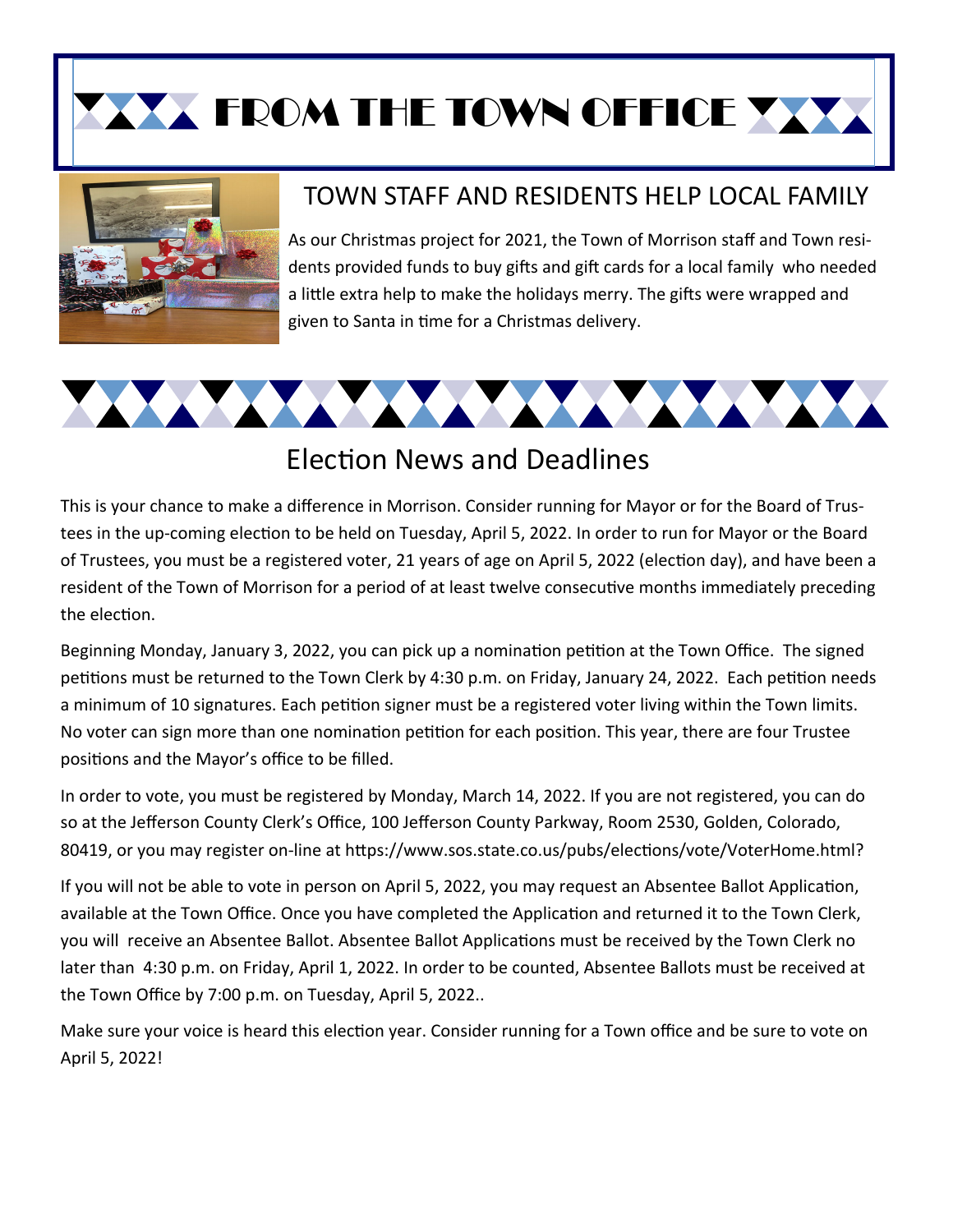# FROM THE TOWN OFFICE

## TOWN STAFF AND RESIDENTS HELP LOCAL FAMILY

As our Christmas project for 2021, the Town of Morrison staff and Town residents provided funds to buy gifts and gift cards for a local family who needed a little extra help to make the holidays merry. The gifts were wrapped and given to Santa in time for a Christmas delivery.

## Election News and Deadlines

This is your chance to make a difference in Morrison. Consider running for Mayor or for the Board of Trustees in the up-coming election to be held on Tuesday, April 5, 2022. In order to run for Mayor or the Board of Trustees, you must be a registered voter, 21 years of age on April 5, 2022 (election day), and have been a resident of the Town of Morrison for a period of at least twelve consecutive months immediately preceding the election.

Beginning Monday, January 3, 2022, you can pick up a nomination petition at the Town Office. The signed petitions must be returned to the Town Clerk by 4:30 p.m. on Friday, January 24, 2022. Each petition needs a minimum of 10 signatures. Each petition signer must be a registered voter living within the Town limits. No voter can sign more than one nomination petition for each position. This year, there are four Trustee positions and the Mayor's office to be filled.

In order to vote, you must be registered by Monday, March 14, 2022. If you are not registered, you can do so at the Jefferson County Clerk's Office, 100 Jefferson County Parkway, Room 2530, Golden, Colorado, 80419, or you may register on-line at https://www.sos.state.co.us/pubs/elections/vote/VoterHome.html?

If you will not be able to vote in person on April 5, 2022, you may request an Absentee Ballot Application, available at the Town Office. Once you have completed the Application and returned it to the Town Clerk, you will receive an Absentee Ballot. Absentee Ballot Applications must be received by the Town Clerk no later than 4:30 p.m. on Friday, April 1, 2022. In order to be counted, Absentee Ballots must be received at the Town Office by 7:00 p.m. on Tuesday, April 5, 2022..

Make sure your voice is heard this election year. Consider running for a Town office and be sure to vote on April 5, 2022!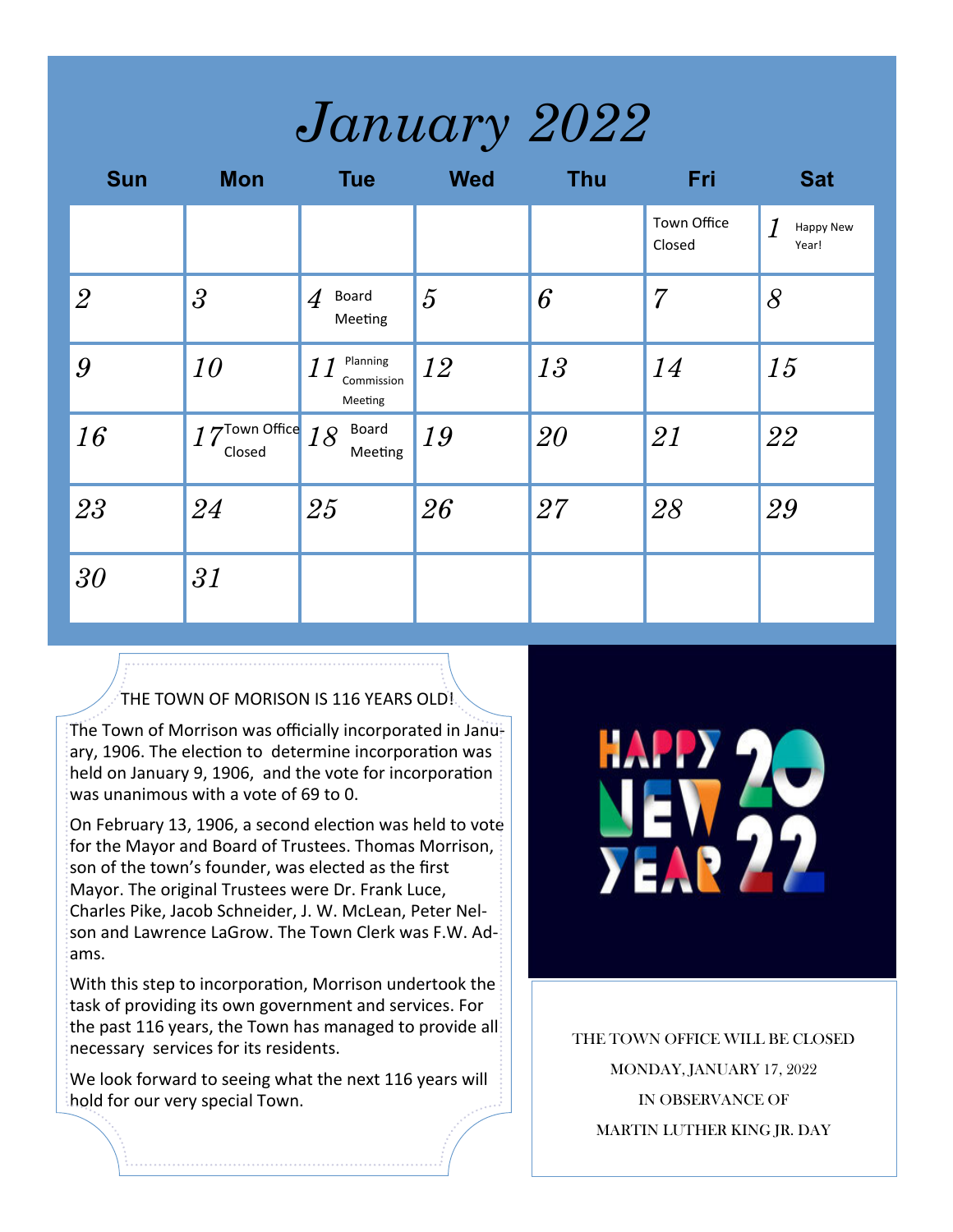# January 2022

| Sun | Mon | Tue | Wed | Thu | Fri | Sat |
|---|---|---|---|---|---|---|
| | | | | | Town Office Closed | 1 Happy New Year! |
| 2 | 3 | 4 Board Meeting | 5 | 6 | 7 | 8 |
| 9 | 10 | 11 Planning Commission Meeting | 12 | 13 | 14 | 15 |
| 16 | 17 Town Office Closed | 18 Board Meeting | 19 | 20 | 21 | 22 |
| 23 | 24 | 25 | 26 | 27 | 28 | 29 |
| 30 | 31 | | | | | |

THE TOWN OF MORISON IS 116 YEARS OLD!

The Town of Morrison was officially incorporated in January, 1906. The election to determine incorporation was held on January 9, 1906, and the vote for incorporation was unanimous with a vote of 69 to 0.

On February 13, 1906, a second election was held to vote for the Mayor and Board of Trustees. Thomas Morrison, son of the town's founder, was elected as the first Mayor. The original Trustees were Dr. Frank Luce, Charles Pike, Jacob Schneider, J. W. McLean, Peter Nelson and Lawrence LaGrow. The Town Clerk was F.W. Adams.

With this step to incorporation, Morrison undertook the task of providing its own government and services. For the past 116 years, the Town has managed to provide all necessary services for its residents.

We look forward to seeing what the next 116 years will hold for our very special Town.

HAPPY NEW YEAR 2022

THE TOWN OFFICE WILL BE CLOSED

MONDAY, JANUARY 17, 2022

IN OBSERVANCE OF

MARTIN LUTHER KING JR. DAY